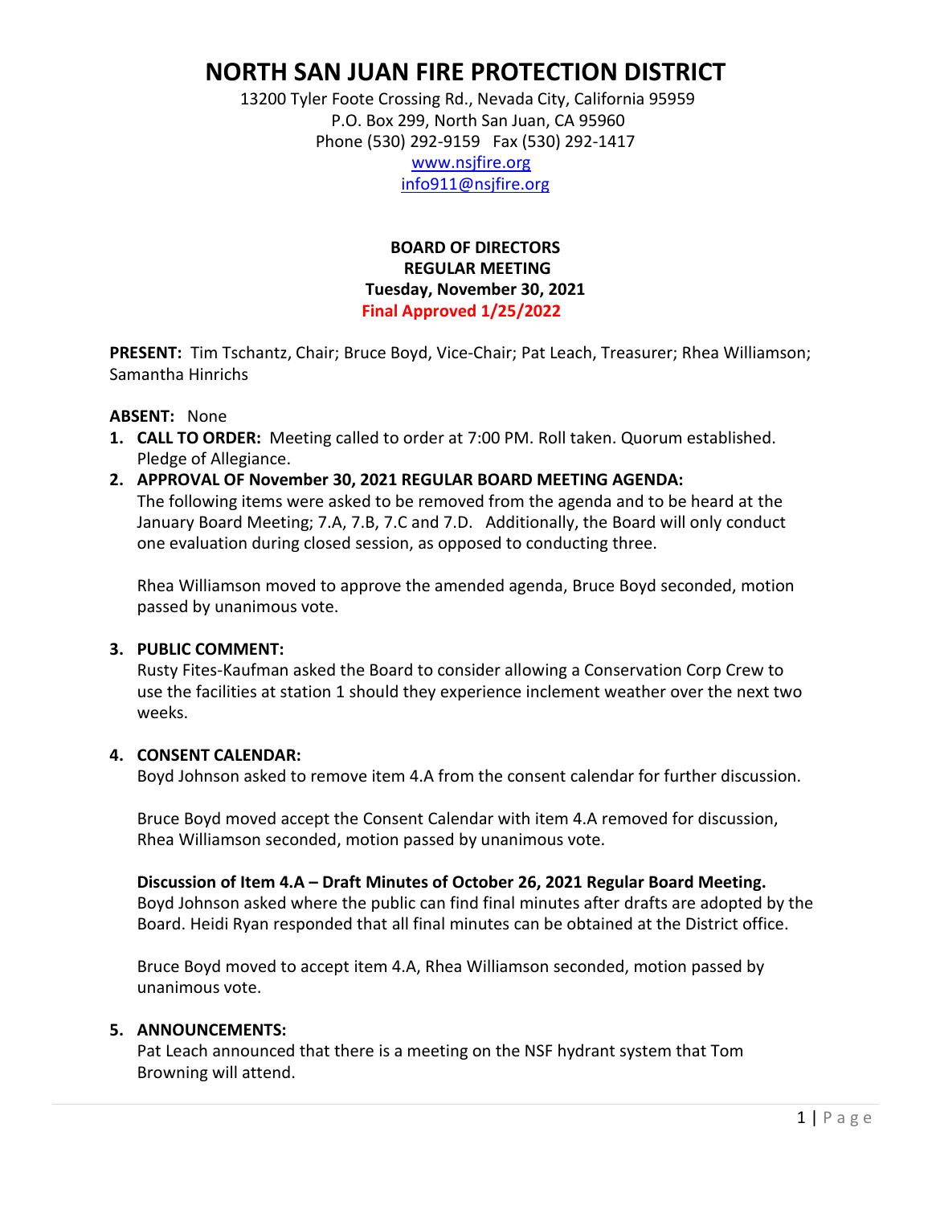# NORTH SAN JUAN FIRE PROTECTION DISTRICT

13200 Tyler Foote Crossing Rd., Nevada City, California 95959
P.O. Box 299, North San Juan, CA 95960
Phone (530) 292-9159 Fax (530) 292-1417
www.nsjfire.org
info911@nsjfire.org

**BOARD OF DIRECTORS**
**REGULAR MEETING**
**Tuesday, November 30, 2021**
**Final Approved 1/25/2022**

**PRESENT:** Tim Tschantz, Chair; Bruce Boyd, Vice-Chair; Pat Leach, Treasurer; Rhea Williamson; Samantha Hinrichs

**ABSENT:** None

1. **CALL TO ORDER:** Meeting called to order at 7:00 PM. Roll taken. Quorum established. Pledge of Allegiance.

2. **APPROVAL OF November 30, 2021 REGULAR BOARD MEETING AGENDA:**
   The following items were asked to be removed from the agenda and to be heard at the January Board Meeting; 7.A, 7.B, 7.C and 7.D. Additionally, the Board will only conduct one evaluation during closed session, as opposed to conducting three.

   Rhea Williamson moved to approve the amended agenda, Bruce Boyd seconded, motion passed by unanimous vote.

3. **PUBLIC COMMENT:**
   Rusty Fites-Kaufman asked the Board to consider allowing a Conservation Corp Crew to use the facilities at station 1 should they experience inclement weather over the next two weeks.

4. **CONSENT CALENDAR:**
   Boyd Johnson asked to remove item 4.A from the consent calendar for further discussion.

   Bruce Boyd moved accept the Consent Calendar with item 4.A removed for discussion, Rhea Williamson seconded, motion passed by unanimous vote.

   **Discussion of Item 4.A – Draft Minutes of October 26, 2021 Regular Board Meeting.**
   Boyd Johnson asked where the public can find final minutes after drafts are adopted by the Board. Heidi Ryan responded that all final minutes can be obtained at the District office.

   Bruce Boyd moved to accept item 4.A, Rhea Williamson seconded, motion passed by unanimous vote.

5. **ANNOUNCEMENTS:**
   Pat Leach announced that there is a meeting on the NSF hydrant system that Tom Browning will attend.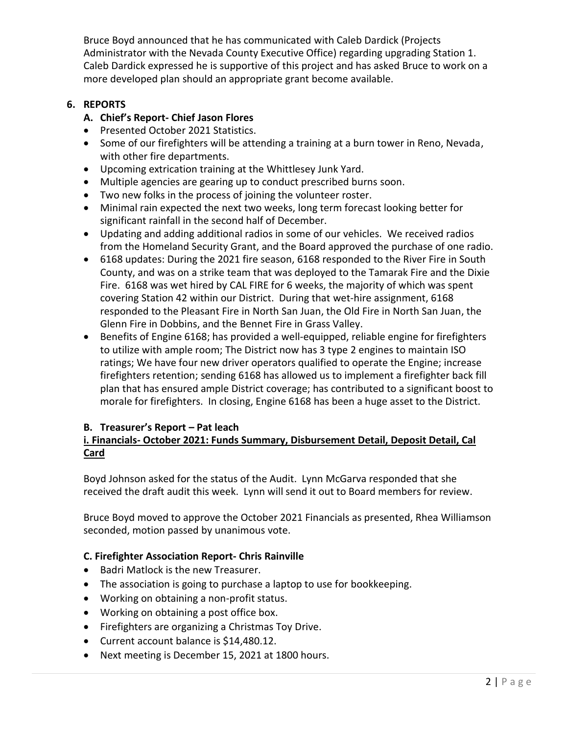Bruce Boyd announced that he has communicated with Caleb Dardick (Projects Administrator with the Nevada County Executive Office) regarding upgrading Station 1. Caleb Dardick expressed he is supportive of this project and has asked Bruce to work on a more developed plan should an appropriate grant become available.

## 6. REPORTS

### A. Chief's Report- Chief Jason Flores

- Presented October 2021 Statistics.
- Some of our firefighters will be attending a training at a burn tower in Reno, Nevada, with other fire departments.
- Upcoming extrication training at the Whittlesey Junk Yard.
- Multiple agencies are gearing up to conduct prescribed burns soon.
- Two new folks in the process of joining the volunteer roster.
- Minimal rain expected the next two weeks, long term forecast looking better for significant rainfall in the second half of December.
- Updating and adding additional radios in some of our vehicles. We received radios from the Homeland Security Grant, and the Board approved the purchase of one radio.
- 6168 updates: During the 2021 fire season, 6168 responded to the River Fire in South County, and was on a strike team that was deployed to the Tamarak Fire and the Dixie Fire. 6168 was wet hired by CAL FIRE for 6 weeks, the majority of which was spent covering Station 42 within our District. During that wet-hire assignment, 6168 responded to the Pleasant Fire in North San Juan, the Old Fire in North San Juan, the Glenn Fire in Dobbins, and the Bennet Fire in Grass Valley.
- Benefits of Engine 6168; has provided a well-equipped, reliable engine for firefighters to utilize with ample room; The District now has 3 type 2 engines to maintain ISO ratings; We have four new driver operators qualified to operate the Engine; increase firefighters retention; sending 6168 has allowed us to implement a firefighter back fill plan that has ensured ample District coverage; has contributed to a significant boost to morale for firefighters. In closing, Engine 6168 has been a huge asset to the District.

### B. Treasurer's Report – Pat leach

**<u>i. Financials- October 2021: Funds Summary, Disbursement Detail, Deposit Detail, Cal Card</u>**

Boyd Johnson asked for the status of the Audit. Lynn McGarva responded that she received the draft audit this week. Lynn will send it out to Board members for review.

Bruce Boyd moved to approve the October 2021 Financials as presented, Rhea Williamson seconded, motion passed by unanimous vote.

### C. Firefighter Association Report- Chris Rainville

- Badri Matlock is the new Treasurer.
- The association is going to purchase a laptop to use for bookkeeping.
- Working on obtaining a non-profit status.
- Working on obtaining a post office box.
- Firefighters are organizing a Christmas Toy Drive.
- Current account balance is $14,480.12.
- Next meeting is December 15, 2021 at 1800 hours.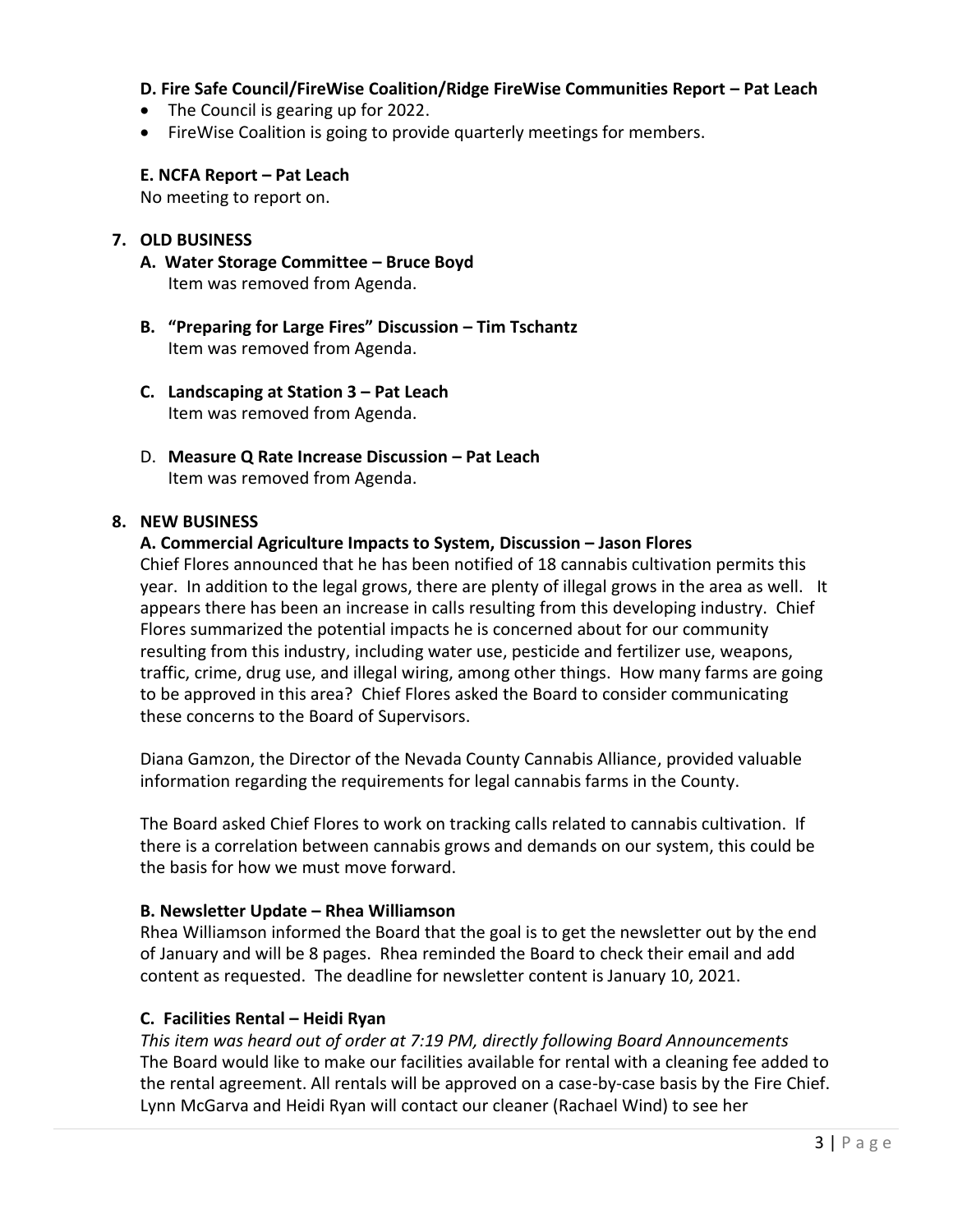**D. Fire Safe Council/FireWise Coalition/Ridge FireWise Communities Report – Pat Leach**

- The Council is gearing up for 2022.
- FireWise Coalition is going to provide quarterly meetings for members.

**E. NCFA Report – Pat Leach**

No meeting to report on.

## 7. OLD BUSINESS

**A. Water Storage Committee – Bruce Boyd**

Item was removed from Agenda.

**B. "Preparing for Large Fires" Discussion – Tim Tschantz**

Item was removed from Agenda.

**C. Landscaping at Station 3 – Pat Leach**

Item was removed from Agenda.

D. **Measure Q Rate Increase Discussion – Pat Leach**

Item was removed from Agenda.

## 8. NEW BUSINESS

**A. Commercial Agriculture Impacts to System, Discussion – Jason Flores**

Chief Flores announced that he has been notified of 18 cannabis cultivation permits this year. In addition to the legal grows, there are plenty of illegal grows in the area as well. It appears there has been an increase in calls resulting from this developing industry. Chief Flores summarized the potential impacts he is concerned about for our community resulting from this industry, including water use, pesticide and fertilizer use, weapons, traffic, crime, drug use, and illegal wiring, among other things. How many farms are going to be approved in this area? Chief Flores asked the Board to consider communicating these concerns to the Board of Supervisors.

Diana Gamzon, the Director of the Nevada County Cannabis Alliance, provided valuable information regarding the requirements for legal cannabis farms in the County.

The Board asked Chief Flores to work on tracking calls related to cannabis cultivation. If there is a correlation between cannabis grows and demands on our system, this could be the basis for how we must move forward.

**B. Newsletter Update – Rhea Williamson**

Rhea Williamson informed the Board that the goal is to get the newsletter out by the end of January and will be 8 pages. Rhea reminded the Board to check their email and add content as requested. The deadline for newsletter content is January 10, 2021.

**C. Facilities Rental – Heidi Ryan**

*This item was heard out of order at 7:19 PM, directly following Board Announcements*

The Board would like to make our facilities available for rental with a cleaning fee added to the rental agreement. All rentals will be approved on a case-by-case basis by the Fire Chief. Lynn McGarva and Heidi Ryan will contact our cleaner (Rachael Wind) to see her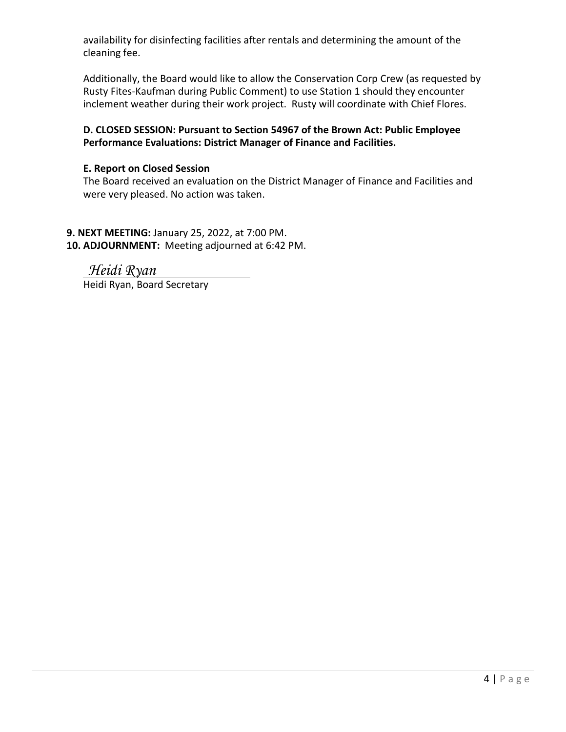availability for disinfecting facilities after rentals and determining the amount of the cleaning fee.

Additionally, the Board would like to allow the Conservation Corp Crew (as requested by Rusty Fites-Kaufman during Public Comment) to use Station 1 should they encounter inclement weather during their work project. Rusty will coordinate with Chief Flores.

**D. CLOSED SESSION: Pursuant to Section 54967 of the Brown Act: Public Employee Performance Evaluations: District Manager of Finance and Facilities.**

**E. Report on Closed Session**

The Board received an evaluation on the District Manager of Finance and Facilities and were very pleased. No action was taken.

**9. NEXT MEETING:** January 25, 2022, at 7:00 PM.

**10. ADJOURNMENT:** Meeting adjourned at 6:42 PM.

*Heidi Ryan*

Heidi Ryan, Board Secretary